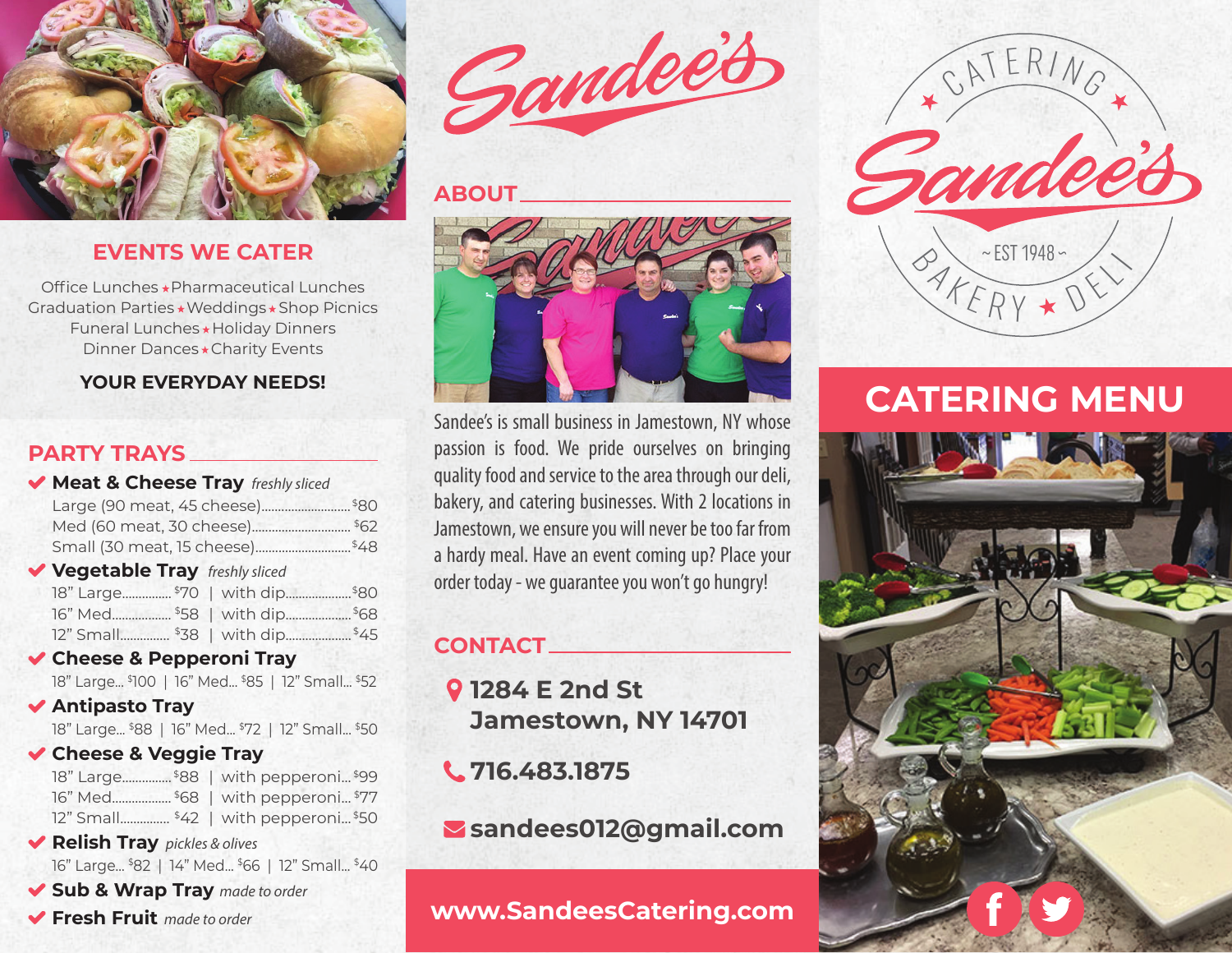# CATERING MENU

## EVENTS WE CATER

Office Lunches ★ Pharmaceutical Lunches
Graduation Parties ★ Weddings ★ Shop Picnics
Funeral Lunches ★ Holiday Dinners
Dinner Dances ★ Charity Events

**YOUR EVERYDAY NEEDS!**

## PARTY TRAYS

✔ **Meat & Cheese Tray** *freshly sliced*
- Large (90 meat, 45 cheese)........ $80
- Med (60 meat, 30 cheese)........ $62
- Small (30 meat, 15 cheese)........ $48

✔ **Vegetable Tray** *freshly sliced*
- 18" Large........ $70 | with dip........ $80
- 16" Med........ $58 | with dip........ $68
- 12" Small........ $38 | with dip........ $45

✔ **Cheese & Pepperoni Tray**
18" Large... $100 | 16" Med... $85 | 12" Small... $52

✔ **Antipasto Tray**
18" Large... $88 | 16" Med... $72 | 12" Small... $50

✔ **Cheese & Veggie Tray**
- 18" Large........ $88 | with pepperoni... $99
- 16" Med........ $68 | with pepperoni... $77
- 12" Small........ $42 | with pepperoni... $50

✔ **Relish Tray** *pickles & olives*
16" Large... $82 | 14" Med... $66 | 12" Small... $40

✔ **Sub & Wrap Tray** *made to order*

✔ **Fresh Fruit** *made to order*

# Sandee's

## ABOUT

Sandee's is small business in Jamestown, NY whose passion is food. We pride ourselves on bringing quality food and service to the area through our deli, bakery, and catering businesses. With 2 locations in Jamestown, we ensure you will never be too far from a hardy meal. Have an event coming up? Place your order today - we guarantee you won't go hungry!

## CONTACT

**1284 E 2nd St**
**Jamestown, NY 14701**

**716.483.1875**

**sandees012@gmail.com**

**www.SandeesCatering.com**

CATERING ★ Sandee's ★ ~ EST 1948 ~ BAKERY ★ DELI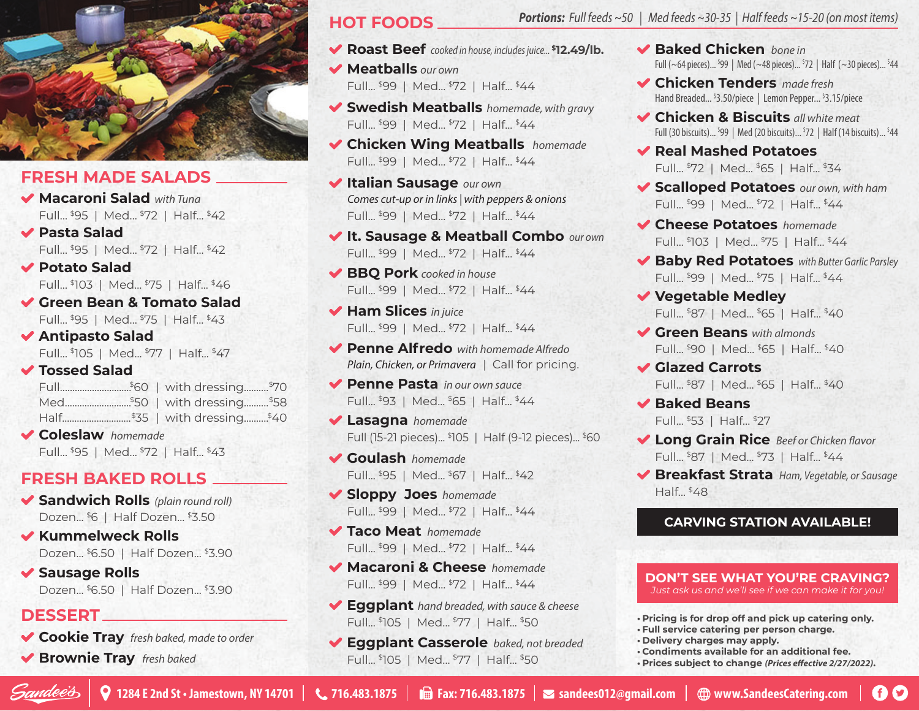## FRESH MADE SALADS

- **Macaroni Salad** *with Tuna*
  Full... $95 | Med... $72 | Half... $42
- **Pasta Salad**
  Full... $95 | Med... $72 | Half... $42
- **Potato Salad**
  Full... $103 | Med... $75 | Half... $46
- **Green Bean & Tomato Salad**
  Full... $95 | Med... $75 | Half... $43
- **Antipasto Salad**
  Full... $105 | Med... $77 | Half... $47
- **Tossed Salad**
  Full.......$60 | with dressing.......$70
  Med.......$50 | with dressing.......$58
  Half.......$35 | with dressing.......$40
- **Coleslaw** *homemade*
  Full... $95 | Med... $72 | Half... $43

## FRESH BAKED ROLLS

- **Sandwich Rolls** *(plain round roll)*
  Dozen... $6 | Half Dozen... $3.50
- **Kummelweck Rolls**
  Dozen... $6.50 | Half Dozen... $3.90
- **Sausage Rolls**
  Dozen... $6.50 | Half Dozen... $3.90

## DESSERT

- **Cookie Tray** *fresh baked, made to order*
- **Brownie Tray** *fresh baked*

## HOT FOODS

**Portions:** *Full feeds ~50 | Med feeds ~30-35 | Half feeds ~15-20 (on most items)*

- **Roast Beef** *cooked in house, includes juice...* **$12.49/lb.**
- **Meatballs** *our own*
  Full... $99 | Med... $72 | Half... $44
- **Swedish Meatballs** *homemade, with gravy*
  Full... $99 | Med... $72 | Half... $44
- **Chicken Wing Meatballs** *homemade*
  Full... $99 | Med... $72 | Half... $44
- **Italian Sausage** *our own*
  *Comes cut-up or in links | with peppers & onions*
  Full... $99 | Med... $72 | Half... $44
- **It. Sausage & Meatball Combo** *our own*
  Full... $99 | Med... $72 | Half... $44
- **BBQ Pork** *cooked in house*
  Full... $99 | Med... $72 | Half... $44
- **Ham Slices** *in juice*
  Full... $99 | Med... $72 | Half... $44
- **Penne Alfredo** *with homemade Alfredo*
  *Plain, Chicken, or Primavera* | Call for pricing.
- **Penne Pasta** *in our own sauce*
  Full... $93 | Med... $65 | Half... $44
- **Lasagna** *homemade*
  Full (15-21 pieces)... $105 | Half (9-12 pieces)... $60
- **Goulash** *homemade*
  Full... $95 | Med... $67 | Half... $42
- **Sloppy Joes** *homemade*
  Full... $99 | Med... $72 | Half... $44
- **Taco Meat** *homemade*
  Full... $99 | Med... $72 | Half... $44
- **Macaroni & Cheese** *homemade*
  Full... $99 | Med... $72 | Half... $44
- **Eggplant** *hand breaded, with sauce & cheese*
  Full... $105 | Med... $77 | Half... $50
- **Eggplant Casserole** *baked, not breaded*
  Full... $105 | Med... $77 | Half... $50
- **Baked Chicken** *bone in*
  Full (~64 pieces)... $99 | Med (~48 pieces)... $72 | Half (~30 pieces)... $44
- **Chicken Tenders** *made fresh*
  Hand Breaded... $3.50/piece | Lemon Pepper... $3.15/piece
- **Chicken & Biscuits** *all white meat*
  Full (30 biscuits)... $99 | Med (20 biscuits)... $72 | Half (14 biscuits)... $44
- **Real Mashed Potatoes**
  Full... $72 | Med... $65 | Half... $34
- **Scalloped Potatoes** *our own, with ham*
  Full... $99 | Med... $72 | Half... $44
- **Cheese Potatoes** *homemade*
  Full... $103 | Med... $75 | Half... $44
- **Baby Red Potatoes** *with Butter Garlic Parsley*
  Full... $99 | Med... $75 | Half... $44
- **Vegetable Medley**
  Full... $87 | Med... $65 | Half... $40
- **Green Beans** *with almonds*
  Full... $90 | Med... $65 | Half... $40
- **Glazed Carrots**
  Full... $87 | Med... $65 | Half... $40
- **Baked Beans**
  Full... $53 | Half... $27
- **Long Grain Rice** *Beef or Chicken flavor*
  Full... $87 | Med... $73 | Half... $44
- **Breakfast Strata** *Ham, Vegetable, or Sausage*
  Half... $48

**CARVING STATION AVAILABLE!**

**DON'T SEE WHAT YOU'RE CRAVING?**
*Just ask us and we'll see if we can make it for you!*

- **Pricing is for drop off and pick up catering only.**
- **Full service catering per person charge.**
- **Delivery charges may apply.**
- **Condiments available for an additional fee.**
- **Prices subject to change** ***(Prices effective 2/27/2022).***

Sandee's | 1284 E 2nd St • Jamestown, NY 14701 | 716.483.1875 | Fax: 716.483.1875 | sandees012@gmail.com | www.SandeesCatering.com